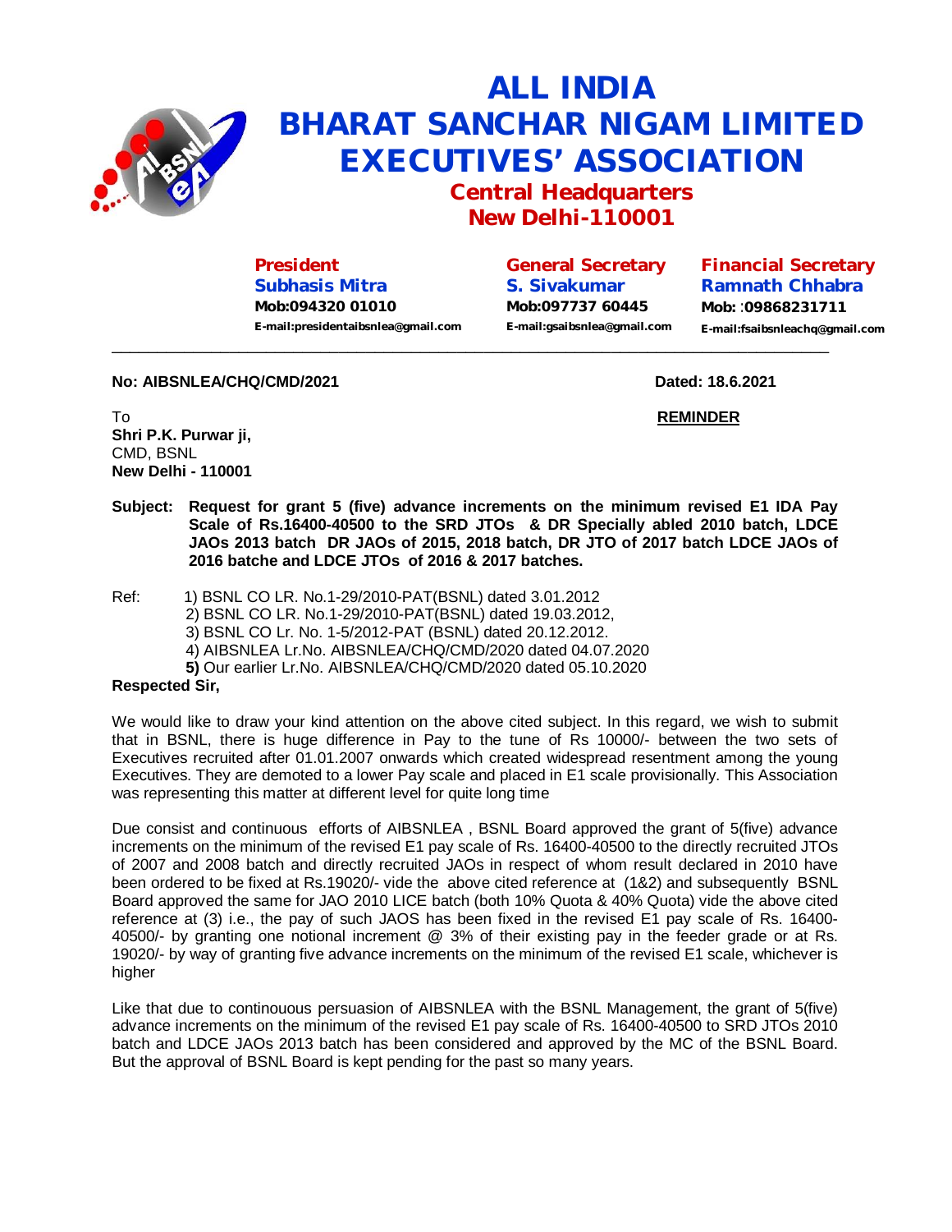# ALL INDIA BHARAT SANCHAR NIGAM LIMITED EXECUTIVES' ASSOCIATION

## Central Headquarters New Delhi-110001

**President**
**Subhasis Mitra**
**Mob:094320 01010**
**E-mail:presidentaibsnlea@gmail.com**

**General Secretary**
**S. Sivakumar**
**Mob:097737 60445**
**E-mail:gsaibsnlea@gmail.com**

**Financial Secretary**
**Ramnath Chhabra**
**Mob: :09868231711**
**E-mail:fsaibsnleachq@gmail.com**

---

**No: AIBSNLEA/CHQ/CMD/2021** **Dated: 18.6.2021**

**REMINDER**

To
**Shri P.K. Purwar ji,**
CMD, BSNL
**New Delhi - 110001**

**Subject: Request for grant 5 (five) advance increments on the minimum revised E1 IDA Pay Scale of Rs.16400-40500 to the SRD JTOs & DR Specially abled 2010 batch, LDCE JAOs 2013 batch DR JAOs of 2015, 2018 batch, DR JTO of 2017 batch LDCE JAOs of 2016 batche and LDCE JTOs of 2016 & 2017 batches.**

Ref: 1) BSNL CO LR. No.1-29/2010-PAT(BSNL) dated 3.01.2012
2) BSNL CO LR. No.1-29/2010-PAT(BSNL) dated 19.03.2012,
3) BSNL CO Lr. No. 1-5/2012-PAT (BSNL) dated 20.12.2012.
4) AIBSNLEA Lr.No. AIBSNLEA/CHQ/CMD/2020 dated 04.07.2020
**5)** Our earlier Lr.No. AIBSNLEA/CHQ/CMD/2020 dated 05.10.2020

**Respected Sir,**

We would like to draw your kind attention on the above cited subject. In this regard, we wish to submit that in BSNL, there is huge difference in Pay to the tune of Rs 10000/- between the two sets of Executives recruited after 01.01.2007 onwards which created widespread resentment among the young Executives. They are demoted to a lower Pay scale and placed in E1 scale provisionally. This Association was representing this matter at different level for quite long time

Due consist and continuous efforts of AIBSNLEA , BSNL Board approved the grant of 5(five) advance increments on the minimum of the revised E1 pay scale of Rs. 16400-40500 to the directly recruited JTOs of 2007 and 2008 batch and directly recruited JAOs in respect of whom result declared in 2010 have been ordered to be fixed at Rs.19020/- vide the above cited reference at (1&2) and subsequently BSNL Board approved the same for JAO 2010 LICE batch (both 10% Quota & 40% Quota) vide the above cited reference at (3) i.e., the pay of such JAOS has been fixed in the revised E1 pay scale of Rs. 16400-40500/- by granting one notional increment @ 3% of their existing pay in the feeder grade or at Rs. 19020/- by way of granting five advance increments on the minimum of the revised E1 scale, whichever is higher

Like that due to continouous persuasion of AIBSNLEA with the BSNL Management, the grant of 5(five) advance increments on the minimum of the revised E1 pay scale of Rs. 16400-40500 to SRD JTOs 2010 batch and LDCE JAOs 2013 batch has been considered and approved by the MC of the BSNL Board. But the approval of BSNL Board is kept pending for the past so many years.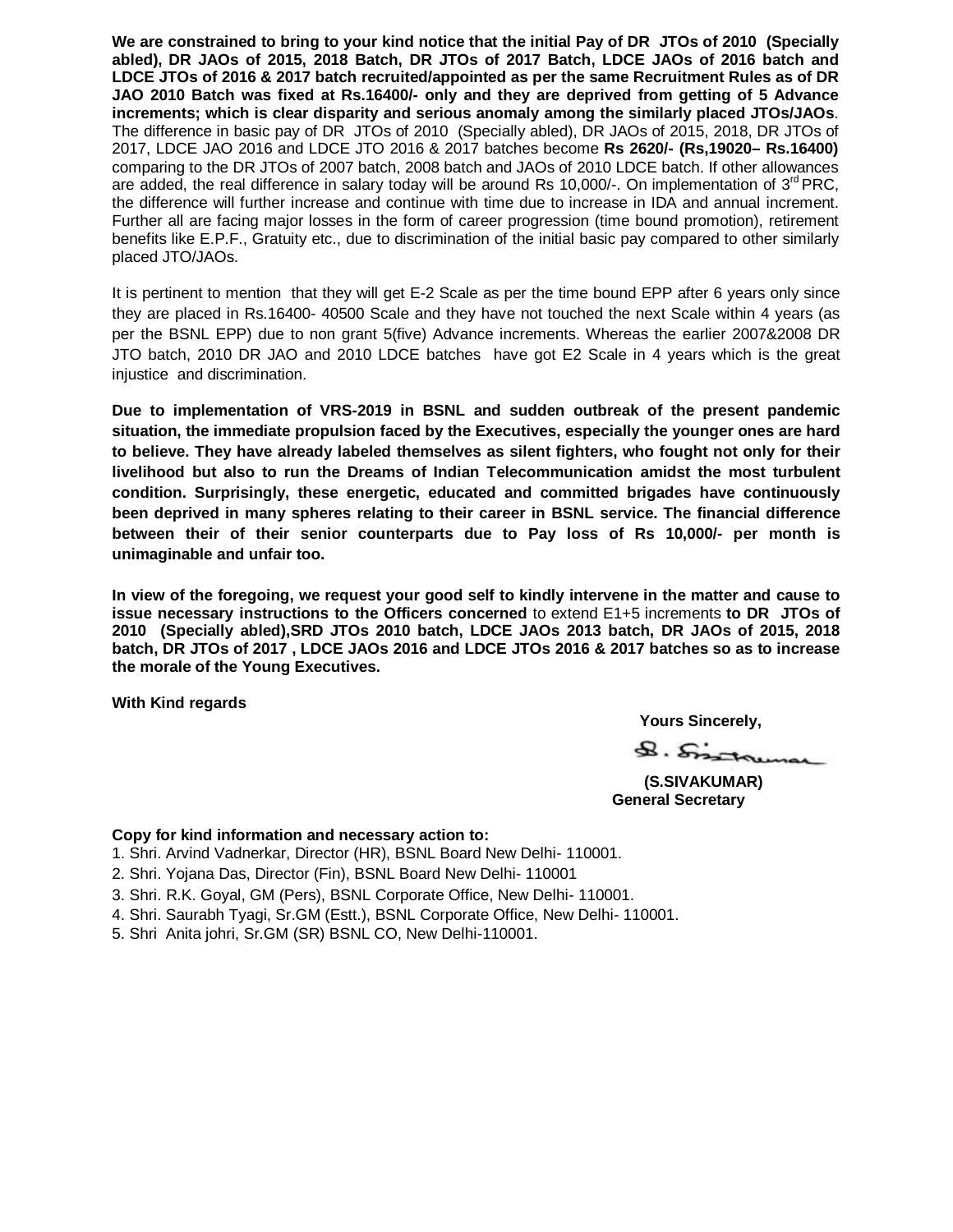**We are constrained to bring to your kind notice that the initial Pay of DR JTOs of 2010 (Specially abled), DR JAOs of 2015, 2018 Batch, DR JTOs of 2017 Batch, LDCE JAOs of 2016 batch and LDCE JTOs of 2016 & 2017 batch recruited/appointed as per the same Recruitment Rules as of DR JAO 2010 Batch was fixed at Rs.16400/- only and they are deprived from getting of 5 Advance increments; which is clear disparity and serious anomaly among the similarly placed JTOs/JAOs**. The difference in basic pay of DR JTOs of 2010 (Specially abled), DR JAOs of 2015, 2018, DR JTOs of 2017, LDCE JAO 2016 and LDCE JTO 2016 & 2017 batches become **Rs 2620/- (Rs,19020– Rs.16400)** comparing to the DR JTOs of 2007 batch, 2008 batch and JAOs of 2010 LDCE batch. If other allowances are added, the real difference in salary today will be around Rs 10,000/-. On implementation of 3rd PRC, the difference will further increase and continue with time due to increase in IDA and annual increment. Further all are facing major losses in the form of career progression (time bound promotion), retirement benefits like E.P.F., Gratuity etc., due to discrimination of the initial basic pay compared to other similarly placed JTO/JAOs.

It is pertinent to mention that they will get E-2 Scale as per the time bound EPP after 6 years only since they are placed in Rs.16400- 40500 Scale and they have not touched the next Scale within 4 years (as per the BSNL EPP) due to non grant 5(five) Advance increments. Whereas the earlier 2007&2008 DR JTO batch, 2010 DR JAO and 2010 LDCE batches have got E2 Scale in 4 years which is the great injustice and discrimination.

**Due to implementation of VRS-2019 in BSNL and sudden outbreak of the present pandemic situation, the immediate propulsion faced by the Executives, especially the younger ones are hard to believe. They have already labeled themselves as silent fighters, who fought not only for their livelihood but also to run the Dreams of Indian Telecommunication amidst the most turbulent condition. Surprisingly, these energetic, educated and committed brigades have continuously been deprived in many spheres relating to their career in BSNL service. The financial difference between their of their senior counterparts due to Pay loss of Rs 10,000/- per month is unimaginable and unfair too.**

**In view of the foregoing, we request your good self to kindly intervene in the matter and cause to issue necessary instructions to the Officers concerned** to extend E1+5 increments **to DR JTOs of 2010 (Specially abled),SRD JTOs 2010 batch, LDCE JAOs 2013 batch, DR JAOs of 2015, 2018 batch, DR JTOs of 2017 , LDCE JAOs 2016 and LDCE JTOs 2016 & 2017 batches so as to increase the morale of the Young Executives.**

**With Kind regards**

**Yours Sincerely,**

S. Sivakumar

**(S.SIVAKUMAR)**
**General Secretary**

**Copy for kind information and necessary action to:**

1. Shri. Arvind Vadnerkar, Director (HR), BSNL Board New Delhi- 110001.
2. Shri. Yojana Das, Director (Fin), BSNL Board New Delhi- 110001
3. Shri. R.K. Goyal, GM (Pers), BSNL Corporate Office, New Delhi- 110001.
4. Shri. Saurabh Tyagi, Sr.GM (Estt.), BSNL Corporate Office, New Delhi- 110001.
5. Shri Anita johri, Sr.GM (SR) BSNL CO, New Delhi-110001.